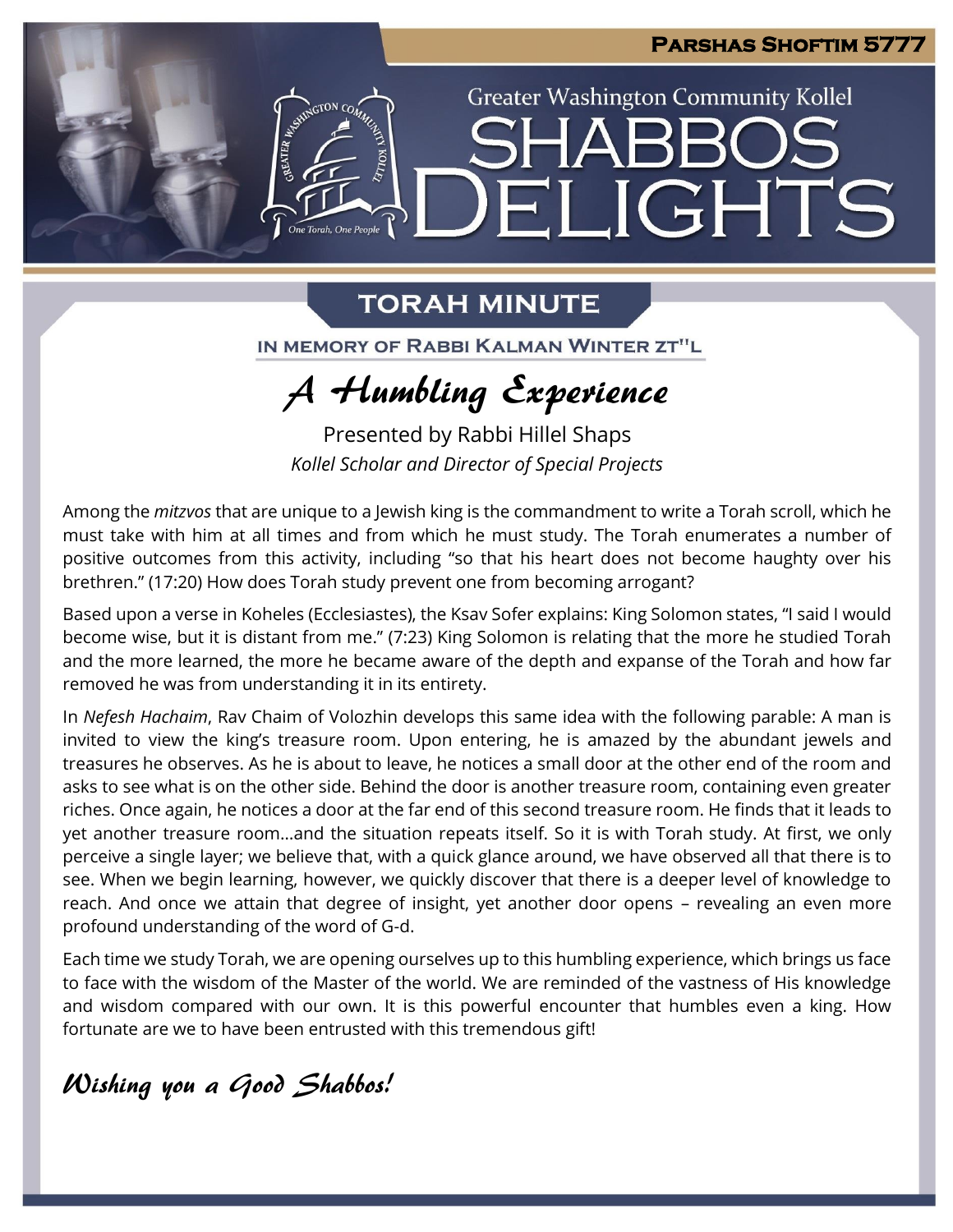Parshas Shoftim 5777

Greater Washington Community Kollel

# Shabbos Delights

## Torah Minute

In memory of Rabbi Kalman Winter zt"l

### A Humbling Experience

Presented by Rabbi Hillel Shaps

*Kollel Scholar and Director of Special Projects*

Among the *mitzvos* that are unique to a Jewish king is the commandment to write a Torah scroll, which he must take with him at all times and from which he must study. The Torah enumerates a number of positive outcomes from this activity, including "so that his heart does not become haughty over his brethren." (17:20) How does Torah study prevent one from becoming arrogant?

Based upon a verse in Koheles (Ecclesiastes), the Ksav Sofer explains: King Solomon states, "I said I would become wise, but it is distant from me." (7:23) King Solomon is relating that the more he studied Torah and the more learned, the more he became aware of the depth and expanse of the Torah and how far removed he was from understanding it in its entirety.

In *Nefesh Hachaim*, Rav Chaim of Volozhin develops this same idea with the following parable: A man is invited to view the king's treasure room. Upon entering, he is amazed by the abundant jewels and treasures he observes. As he is about to leave, he notices a small door at the other end of the room and asks to see what is on the other side. Behind the door is another treasure room, containing even greater riches. Once again, he notices a door at the far end of this second treasure room. He finds that it leads to yet another treasure room…and the situation repeats itself. So it is with Torah study. At first, we only perceive a single layer; we believe that, with a quick glance around, we have observed all that there is to see. When we begin learning, however, we quickly discover that there is a deeper level of knowledge to reach. And once we attain that degree of insight, yet another door opens – revealing an even more profound understanding of the word of G-d.

Each time we study Torah, we are opening ourselves up to this humbling experience, which brings us face to face with the wisdom of the Master of the world. We are reminded of the vastness of His knowledge and wisdom compared with our own. It is this powerful encounter that humbles even a king. How fortunate are we to have been entrusted with this tremendous gift!

*Wishing you a Good Shabbos!*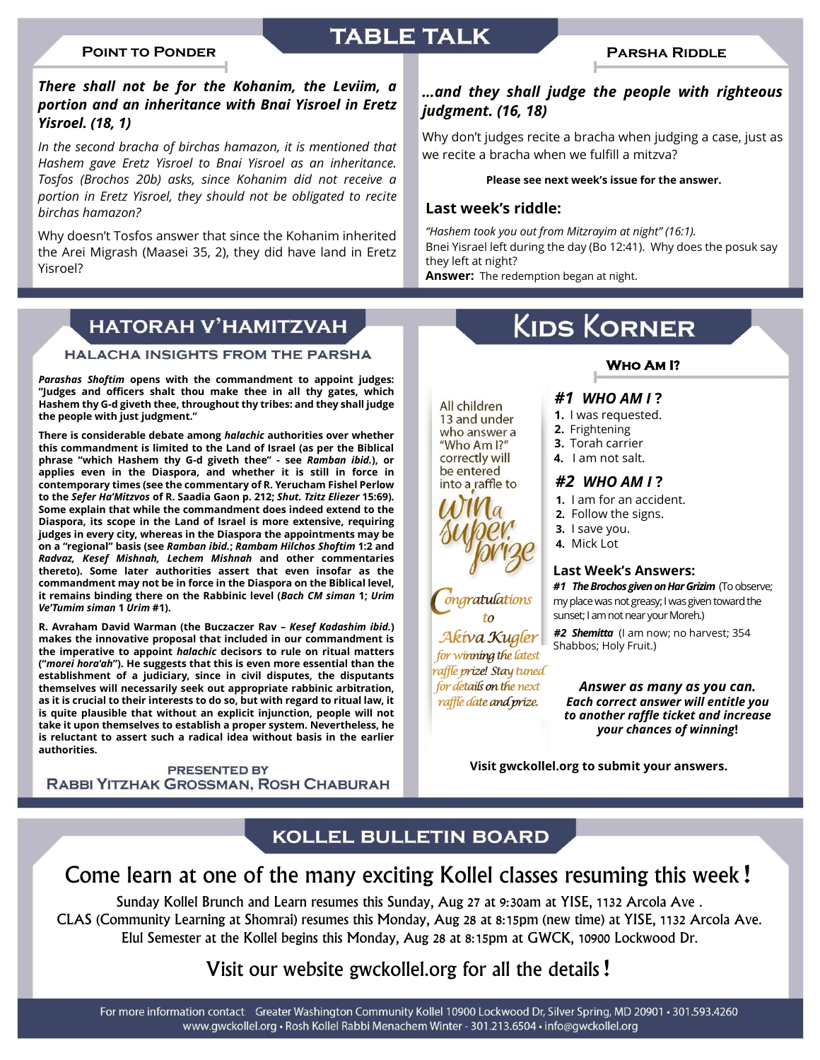# TABLE TALK

## Point to Ponder

***There shall not be for the Kohanim, the Leviim, a portion and an inheritance with Bnai Yisroel in Eretz Yisroel. (18, 1)***

*In the second bracha of birchas hamazon, it is mentioned that Hashem gave Eretz Yisroel to Bnai Yisroel as an inheritance. Tosfos (Brochos 20b) asks, since Kohanim did not receive a portion in Eretz Yisroel, they should not be obligated to recite birchas hamazon?*

Why doesn't Tosfos answer that since the Kohanim inherited the Arei Migrash (Maasei 35, 2), they did have land in Eretz Yisroel?

## Parsha Riddle

***...and they shall judge the people with righteous judgment. (16, 18)***

Why don't judges recite a bracha when judging a case, just as we recite a bracha when we fulfill a mitzva?

**Please see next week's issue for the answer.**

### Last week's riddle:

*"Hashem took you out from Mitzrayim at night" (16:1).*

Bnei Yisrael left during the day (Bo 12:41). Why does the posuk say they left at night?

**Answer:** The redemption began at night.

# HATORAH V'HAMITZVAH

## HALACHA INSIGHTS FROM THE PARSHA

**_Parashas Shoftim_ opens with the commandment to appoint judges: "Judges and officers shalt thou make thee in all thy gates, which Hashem thy G-d giveth thee, throughout thy tribes: and they shall judge the people with just judgment."**

**There is considerable debate among _halachic_ authorities over whether this commandment is limited to the Land of Israel (as per the Biblical phrase "which Hashem thy G-d giveth thee" - see _Ramban ibid._), or applies even in the Diaspora, and whether it is still in force in contemporary times (see the commentary of R. Yerucham Fishel Perlow to the _Sefer Ha'Mitzvos_ of R. Saadia Gaon p. 212; _Shut. Tzitz Eliezer_ 15:69). Some explain that while the commandment does indeed extend to the Diaspora, its scope in the Land of Israel is more extensive, requiring judges in every city, whereas in the Diaspora the appointments may be on a "regional" basis (see _Ramban ibid._; _Rambam Hilchos Shoftim_ 1:2 and _Radvaz, Kesef Mishnah, Lechem Mishnah_ and other commentaries thereto). Some later authorities assert that even insofar as the commandment may not be in force in the Diaspora on the Biblical level, it remains binding there on the Rabbinic level (_Bach CM siman_ 1; _Urim Ve'Tumim siman_ 1 _Urim_ #1).**

**R. Avraham David Warman (the Buczaczer Rav – _Kesef Kadashim ibid._) makes the innovative proposal that included in our commandment is the imperative to appoint _halachic_ decisors to rule on ritual matters ("_morei hora'ah_"). He suggests that this is even more essential than the establishment of a judiciary, since in civil disputes, the disputants themselves will necessarily seek out appropriate rabbinic arbitration, as it is crucial to their interests to do so, but with regard to ritual law, it is quite plausible that without an explicit injunction, people will not take it upon themselves to establish a proper system. Nevertheless, he is reluctant to assert such a radical idea without basis in the earlier authorities.**

PRESENTED BY
RABBI YITZHAK GROSSMAN, ROSH CHABURAH

# KIDS KORNER

All children 13 and under who answer a "Who Am I?" correctly will be entered into a raffle to win a super prize

*Congratulations to Akiva Kugler for winning the latest raffle prize! Stay tuned for details on the next raffle date and prize.*

## Who Am I?

### #1 WHO AM I ?

1. I was requested.
2. Frightening
3. Torah carrier
4. I am not salt.

### #2 WHO AM I ?

1. I am for an accident.
2. Follow the signs.
3. I save you.
4. Mick Lot

### Last Week's Answers:

***#1 The Brochos given on Har Grizim*** (To observe; my place was not greasy; I was given toward the sunset; I am not near your Moreh.)

***#2 Shemitta*** (I am now; no harvest; 354 Shabbos; Holy Fruit.)

***Answer as many as you can. Each correct answer will entitle you to another raffle ticket and increase your chances of winning!***

**Visit gwckollel.org to submit your answers.**

# KOLLEL BULLETIN BOARD

## Come learn at one of the many exciting Kollel classes resuming this week!

Sunday Kollel Brunch and Learn resumes this Sunday, Aug 27 at 9:30am at YISE, 1132 Arcola Ave .
CLAS (Community Learning at Shomrai) resumes this Monday, Aug 28 at 8:15pm (new time) at YISE, 1132 Arcola Ave.
Elul Semester at the Kollel begins this Monday, Aug 28 at 8:15pm at GWCK, 10900 Lockwood Dr.

## Visit our website gwckollel.org for all the details!

For more information contact: Greater Washington Community Kollel 10900 Lockwood Dr, Silver Spring, MD 20901 • 301.593.4260
www.gwckollel.org • Rosh Kollel Rabbi Menachem Winter - 301.213.6504 • info@gwckollel.org